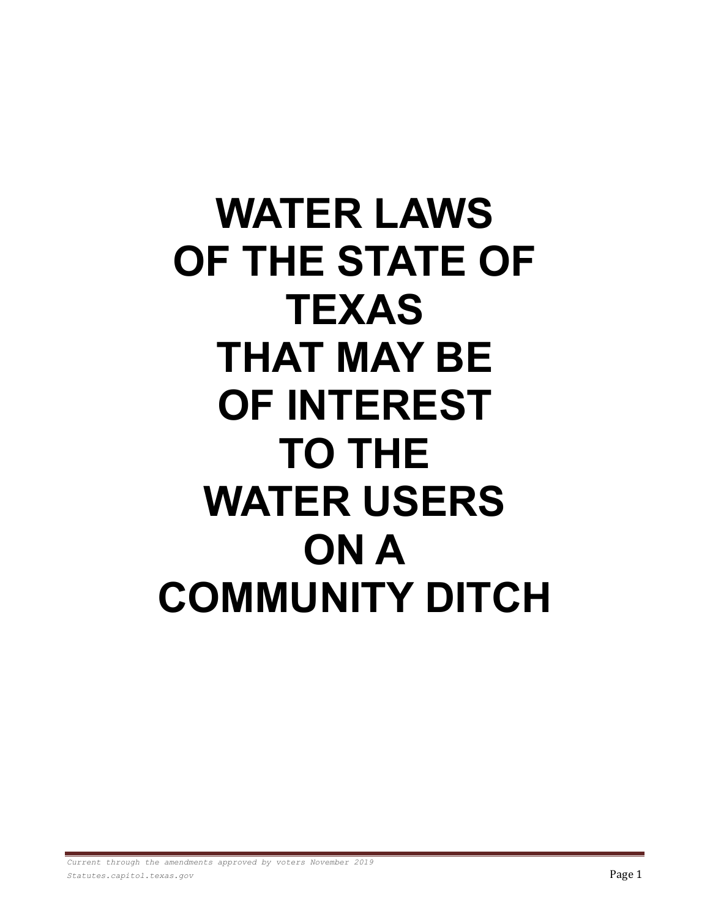# WATER LAWS OF THE STATE OF TEXAS THAT MAY BE OF INTEREST TO THE WATER USERS ON A COMMUNITY DITCH

*Current through the amendments approved by voters November 2019*

*Statutes.capitol.texas.gov*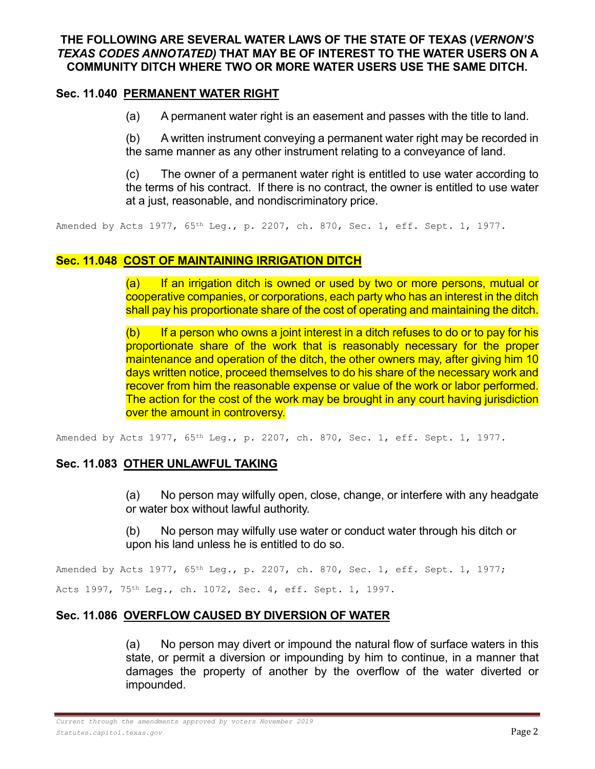**THE FOLLOWING ARE SEVERAL WATER LAWS OF THE STATE OF TEXAS (*VERNON'S TEXAS CODES ANNOTATED)* THAT MAY BE OF INTEREST TO THE WATER USERS ON A COMMUNITY DITCH WHERE TWO OR MORE WATER USERS USE THE SAME DITCH.**

## Sec. 11.040 PERMANENT WATER RIGHT

(a) A permanent water right is an easement and passes with the title to land.

(b) A written instrument conveying a permanent water right may be recorded in the same manner as any other instrument relating to a conveyance of land.

(c) The owner of a permanent water right is entitled to use water according to the terms of his contract. If there is no contract, the owner is entitled to use water at a just, reasonable, and nondiscriminatory price.

Amended by Acts 1977, 65th Leg., p. 2207, ch. 870, Sec. 1, eff. Sept. 1, 1977.

## Sec. 11.048 COST OF MAINTAINING IRRIGATION DITCH

(a) If an irrigation ditch is owned or used by two or more persons, mutual or cooperative companies, or corporations, each party who has an interest in the ditch shall pay his proportionate share of the cost of operating and maintaining the ditch.

(b) If a person who owns a joint interest in a ditch refuses to do or to pay for his proportionate share of the work that is reasonably necessary for the proper maintenance and operation of the ditch, the other owners may, after giving him 10 days written notice, proceed themselves to do his share of the necessary work and recover from him the reasonable expense or value of the work or labor performed. The action for the cost of the work may be brought in any court having jurisdiction over the amount in controversy.

Amended by Acts 1977, 65th Leg., p. 2207, ch. 870, Sec. 1, eff. Sept. 1, 1977.

## Sec. 11.083 OTHER UNLAWFUL TAKING

(a) No person may wilfully open, close, change, or interfere with any headgate or water box without lawful authority.

(b) No person may wilfully use water or conduct water through his ditch or upon his land unless he is entitled to do so.

Amended by Acts 1977, 65th Leg., p. 2207, ch. 870, Sec. 1, eff. Sept. 1, 1977;

Acts 1997, 75th Leg., ch. 1072, Sec. 4, eff. Sept. 1, 1997.

## Sec. 11.086 OVERFLOW CAUSED BY DIVERSION OF WATER

(a) No person may divert or impound the natural flow of surface waters in this state, or permit a diversion or impounding by him to continue, in a manner that damages the property of another by the overflow of the water diverted or impounded.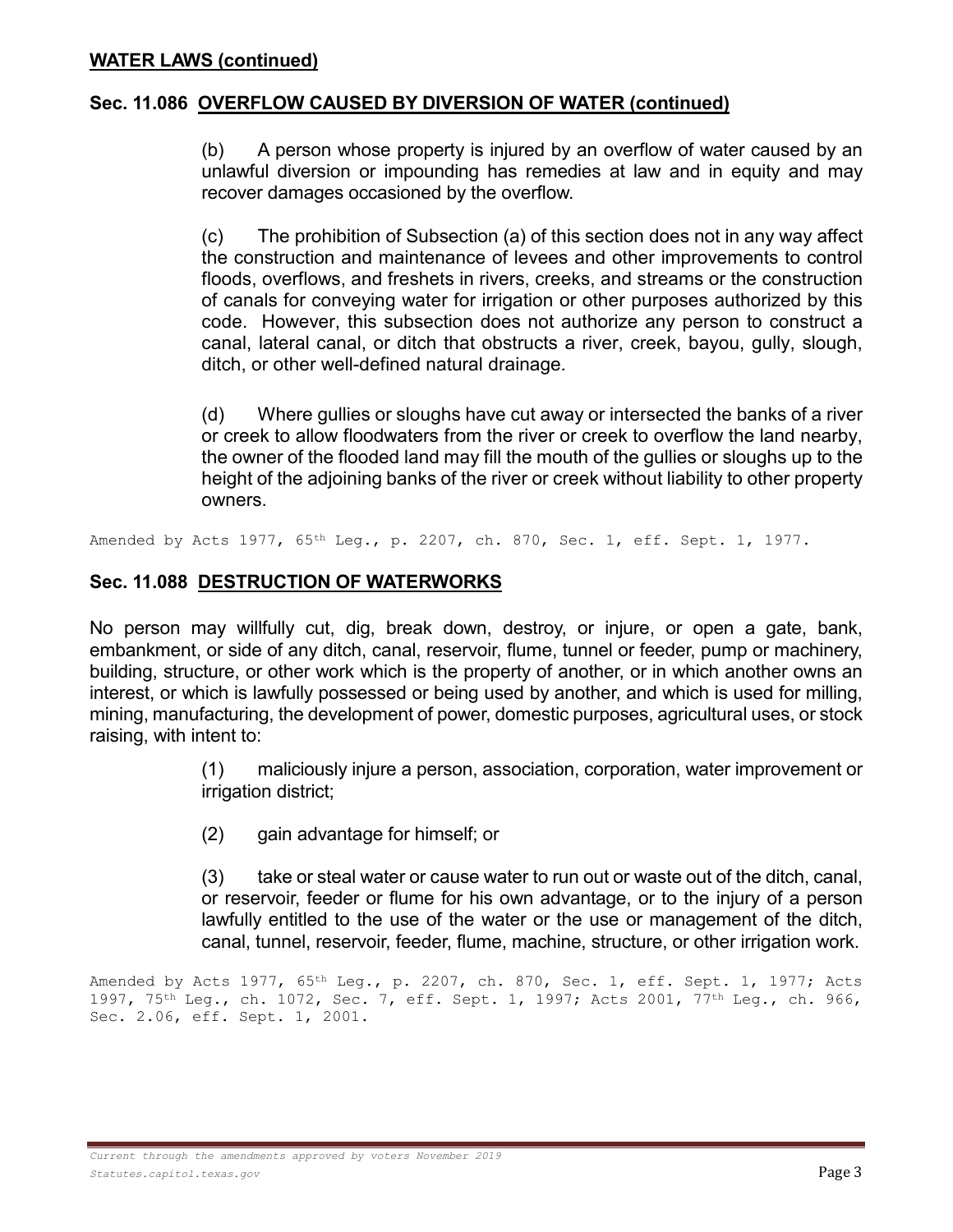**WATER LAWS (continued)**

### Sec. 11.086 OVERFLOW CAUSED BY DIVERSION OF WATER (continued)

(b) A person whose property is injured by an overflow of water caused by an unlawful diversion or impounding has remedies at law and in equity and may recover damages occasioned by the overflow.

(c) The prohibition of Subsection (a) of this section does not in any way affect the construction and maintenance of levees and other improvements to control floods, overflows, and freshets in rivers, creeks, and streams or the construction of canals for conveying water for irrigation or other purposes authorized by this code. However, this subsection does not authorize any person to construct a canal, lateral canal, or ditch that obstructs a river, creek, bayou, gully, slough, ditch, or other well-defined natural drainage.

(d) Where gullies or sloughs have cut away or intersected the banks of a river or creek to allow floodwaters from the river or creek to overflow the land nearby, the owner of the flooded land may fill the mouth of the gullies or sloughs up to the height of the adjoining banks of the river or creek without liability to other property owners.

Amended by Acts 1977, 65th Leg., p. 2207, ch. 870, Sec. 1, eff. Sept. 1, 1977.

### Sec. 11.088 DESTRUCTION OF WATERWORKS

No person may willfully cut, dig, break down, destroy, or injure, or open a gate, bank, embankment, or side of any ditch, canal, reservoir, flume, tunnel or feeder, pump or machinery, building, structure, or other work which is the property of another, or in which another owns an interest, or which is lawfully possessed or being used by another, and which is used for milling, mining, manufacturing, the development of power, domestic purposes, agricultural uses, or stock raising, with intent to:

(1) maliciously injure a person, association, corporation, water improvement or irrigation district;

(2) gain advantage for himself; or

(3) take or steal water or cause water to run out or waste out of the ditch, canal, or reservoir, feeder or flume for his own advantage, or to the injury of a person lawfully entitled to the use of the water or the use or management of the ditch, canal, tunnel, reservoir, feeder, flume, machine, structure, or other irrigation work.

Amended by Acts 1977, 65th Leg., p. 2207, ch. 870, Sec. 1, eff. Sept. 1, 1977; Acts 1997, 75th Leg., ch. 1072, Sec. 7, eff. Sept. 1, 1997; Acts 2001, 77th Leg., ch. 966, Sec. 2.06, eff. Sept. 1, 2001.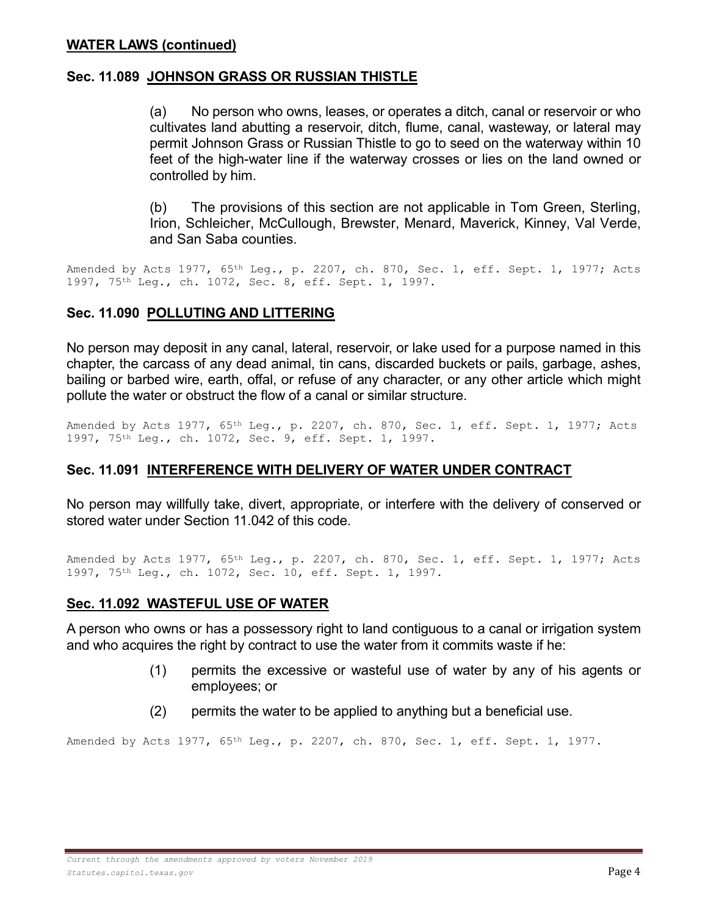**WATER LAWS (continued)**

### Sec. 11.089 JOHNSON GRASS OR RUSSIAN THISTLE

(a) No person who owns, leases, or operates a ditch, canal or reservoir or who cultivates land abutting a reservoir, ditch, flume, canal, wasteway, or lateral may permit Johnson Grass or Russian Thistle to go to seed on the waterway within 10 feet of the high-water line if the waterway crosses or lies on the land owned or controlled by him.

(b) The provisions of this section are not applicable in Tom Green, Sterling, Irion, Schleicher, McCullough, Brewster, Menard, Maverick, Kinney, Val Verde, and San Saba counties.

Amended by Acts 1977, 65th Leg., p. 2207, ch. 870, Sec. 1, eff. Sept. 1, 1977; Acts 1997, 75th Leg., ch. 1072, Sec. 8, eff. Sept. 1, 1997.

### Sec. 11.090 POLLUTING AND LITTERING

No person may deposit in any canal, lateral, reservoir, or lake used for a purpose named in this chapter, the carcass of any dead animal, tin cans, discarded buckets or pails, garbage, ashes, bailing or barbed wire, earth, offal, or refuse of any character, or any other article which might pollute the water or obstruct the flow of a canal or similar structure.

Amended by Acts 1977, 65th Leg., p. 2207, ch. 870, Sec. 1, eff. Sept. 1, 1977; Acts 1997, 75th Leg., ch. 1072, Sec. 9, eff. Sept. 1, 1997.

### Sec. 11.091 INTERFERENCE WITH DELIVERY OF WATER UNDER CONTRACT

No person may willfully take, divert, appropriate, or interfere with the delivery of conserved or stored water under Section 11.042 of this code.

Amended by Acts 1977, 65th Leg., p. 2207, ch. 870, Sec. 1, eff. Sept. 1, 1977; Acts 1997, 75th Leg., ch. 1072, Sec. 10, eff. Sept. 1, 1997.

### Sec. 11.092 WASTEFUL USE OF WATER

A person who owns or has a possessory right to land contiguous to a canal or irrigation system and who acquires the right by contract to use the water from it commits waste if he:

(1) permits the excessive or wasteful use of water by any of his agents or employees; or

(2) permits the water to be applied to anything but a beneficial use.

Amended by Acts 1977, 65th Leg., p. 2207, ch. 870, Sec. 1, eff. Sept. 1, 1977.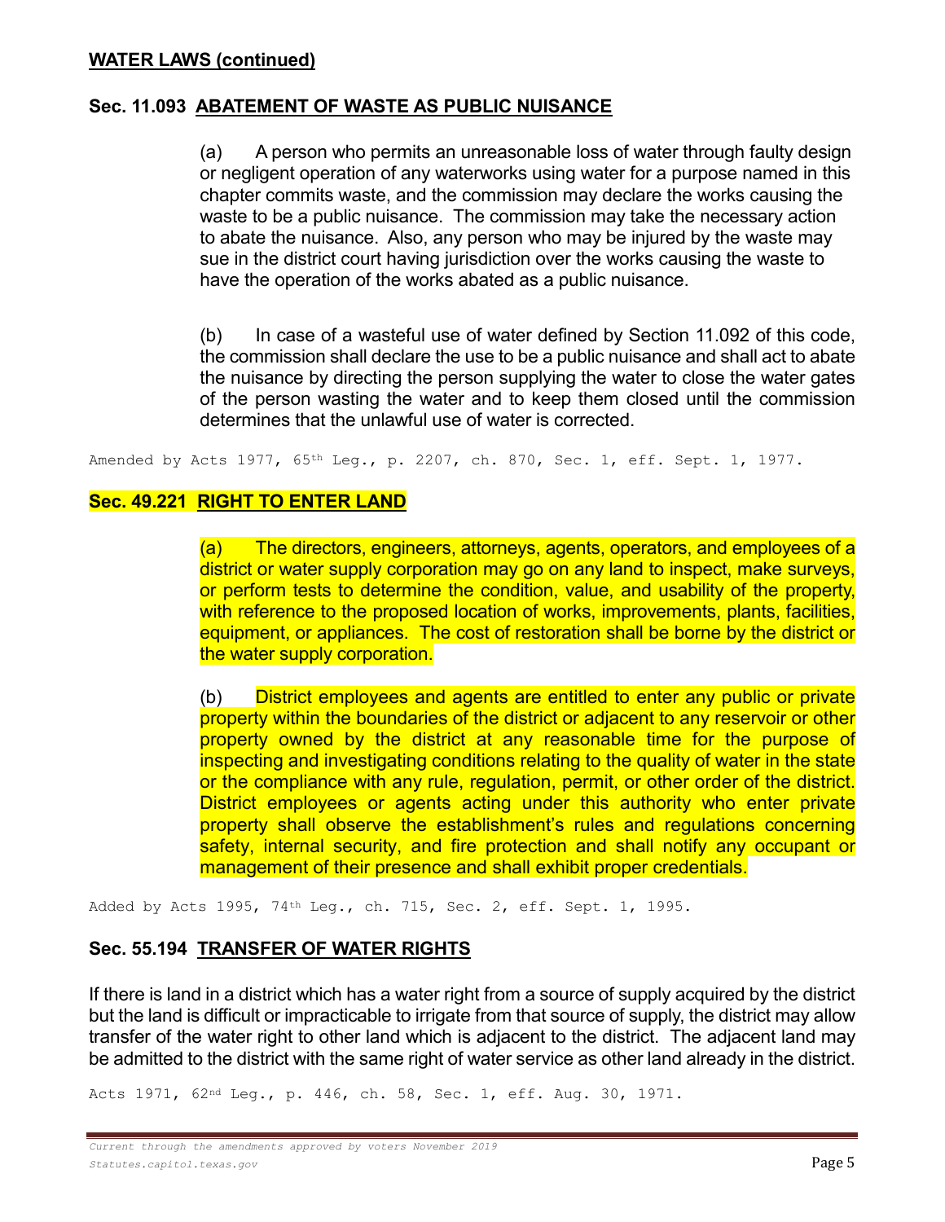**WATER LAWS (continued)**

### Sec. 11.093 ABATEMENT OF WASTE AS PUBLIC NUISANCE

(a) A person who permits an unreasonable loss of water through faulty design or negligent operation of any waterworks using water for a purpose named in this chapter commits waste, and the commission may declare the works causing the waste to be a public nuisance. The commission may take the necessary action to abate the nuisance. Also, any person who may be injured by the waste may sue in the district court having jurisdiction over the works causing the waste to have the operation of the works abated as a public nuisance.

(b) In case of a wasteful use of water defined by Section 11.092 of this code, the commission shall declare the use to be a public nuisance and shall act to abate the nuisance by directing the person supplying the water to close the water gates of the person wasting the water and to keep them closed until the commission determines that the unlawful use of water is corrected.

Amended by Acts 1977, 65th Leg., p. 2207, ch. 870, Sec. 1, eff. Sept. 1, 1977.

### Sec. 49.221 RIGHT TO ENTER LAND

(a) The directors, engineers, attorneys, agents, operators, and employees of a district or water supply corporation may go on any land to inspect, make surveys, or perform tests to determine the condition, value, and usability of the property, with reference to the proposed location of works, improvements, plants, facilities, equipment, or appliances. The cost of restoration shall be borne by the district or the water supply corporation.

(b) District employees and agents are entitled to enter any public or private property within the boundaries of the district or adjacent to any reservoir or other property owned by the district at any reasonable time for the purpose of inspecting and investigating conditions relating to the quality of water in the state or the compliance with any rule, regulation, permit, or other order of the district. District employees or agents acting under this authority who enter private property shall observe the establishment's rules and regulations concerning safety, internal security, and fire protection and shall notify any occupant or management of their presence and shall exhibit proper credentials.

Added by Acts 1995, 74th Leg., ch. 715, Sec. 2, eff. Sept. 1, 1995.

### Sec. 55.194 TRANSFER OF WATER RIGHTS

If there is land in a district which has a water right from a source of supply acquired by the district but the land is difficult or impracticable to irrigate from that source of supply, the district may allow transfer of the water right to other land which is adjacent to the district. The adjacent land may be admitted to the district with the same right of water service as other land already in the district.

Acts 1971, 62nd Leg., p. 446, ch. 58, Sec. 1, eff. Aug. 30, 1971.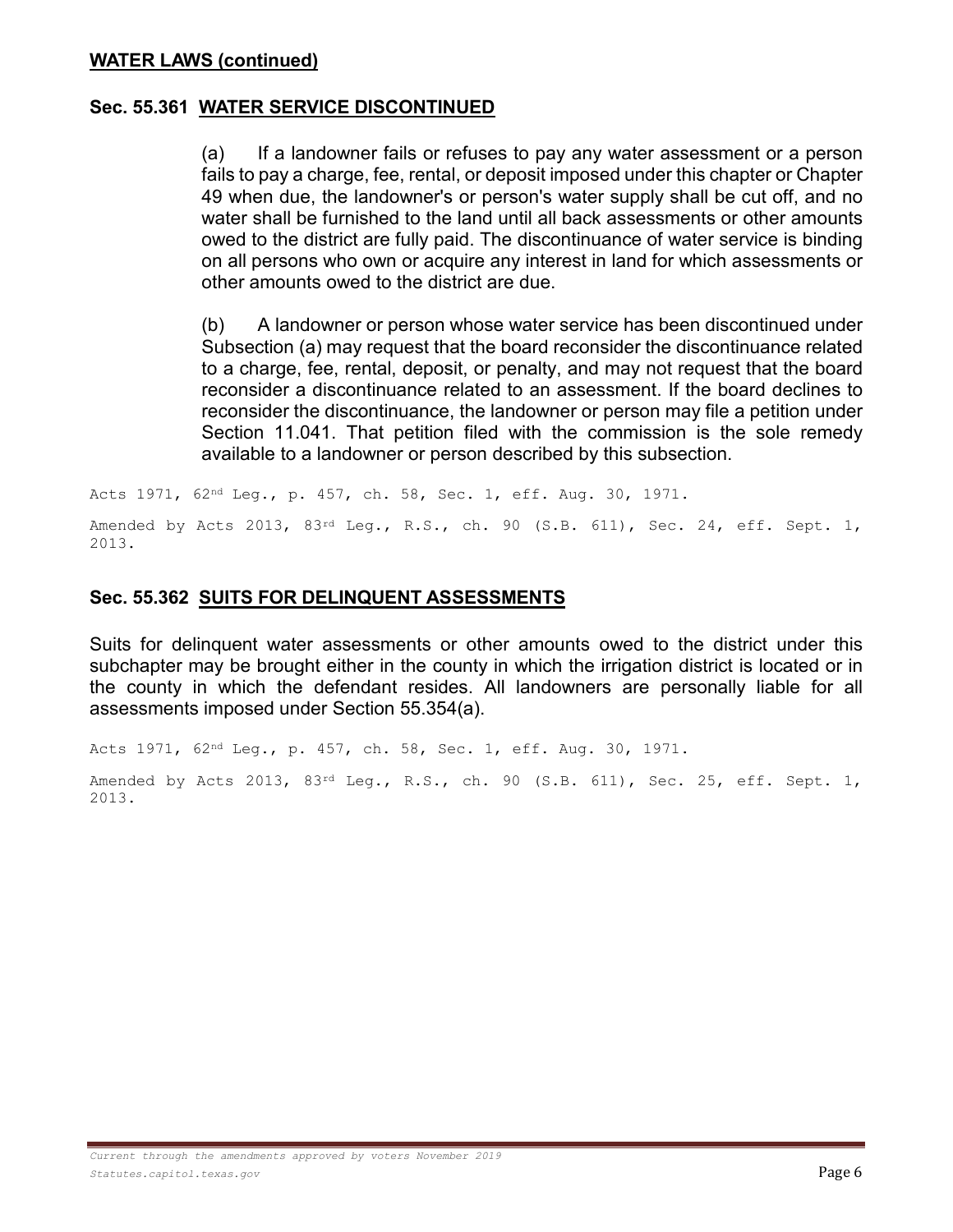**WATER LAWS (continued)**

### Sec. 55.361 WATER SERVICE DISCONTINUED

(a) If a landowner fails or refuses to pay any water assessment or a person fails to pay a charge, fee, rental, or deposit imposed under this chapter or Chapter 49 when due, the landowner's or person's water supply shall be cut off, and no water shall be furnished to the land until all back assessments or other amounts owed to the district are fully paid. The discontinuance of water service is binding on all persons who own or acquire any interest in land for which assessments or other amounts owed to the district are due.

(b) A landowner or person whose water service has been discontinued under Subsection (a) may request that the board reconsider the discontinuance related to a charge, fee, rental, deposit, or penalty, and may not request that the board reconsider a discontinuance related to an assessment. If the board declines to reconsider the discontinuance, the landowner or person may file a petition under Section 11.041. That petition filed with the commission is the sole remedy available to a landowner or person described by this subsection.

Acts 1971, 62nd Leg., p. 457, ch. 58, Sec. 1, eff. Aug. 30, 1971.

Amended by Acts 2013, 83rd Leg., R.S., ch. 90 (S.B. 611), Sec. 24, eff. Sept. 1, 2013.

### Sec. 55.362 SUITS FOR DELINQUENT ASSESSMENTS

Suits for delinquent water assessments or other amounts owed to the district under this subchapter may be brought either in the county in which the irrigation district is located or in the county in which the defendant resides. All landowners are personally liable for all assessments imposed under Section 55.354(a).

Acts 1971, 62nd Leg., p. 457, ch. 58, Sec. 1, eff. Aug. 30, 1971.

Amended by Acts 2013, 83rd Leg., R.S., ch. 90 (S.B. 611), Sec. 25, eff. Sept. 1, 2013.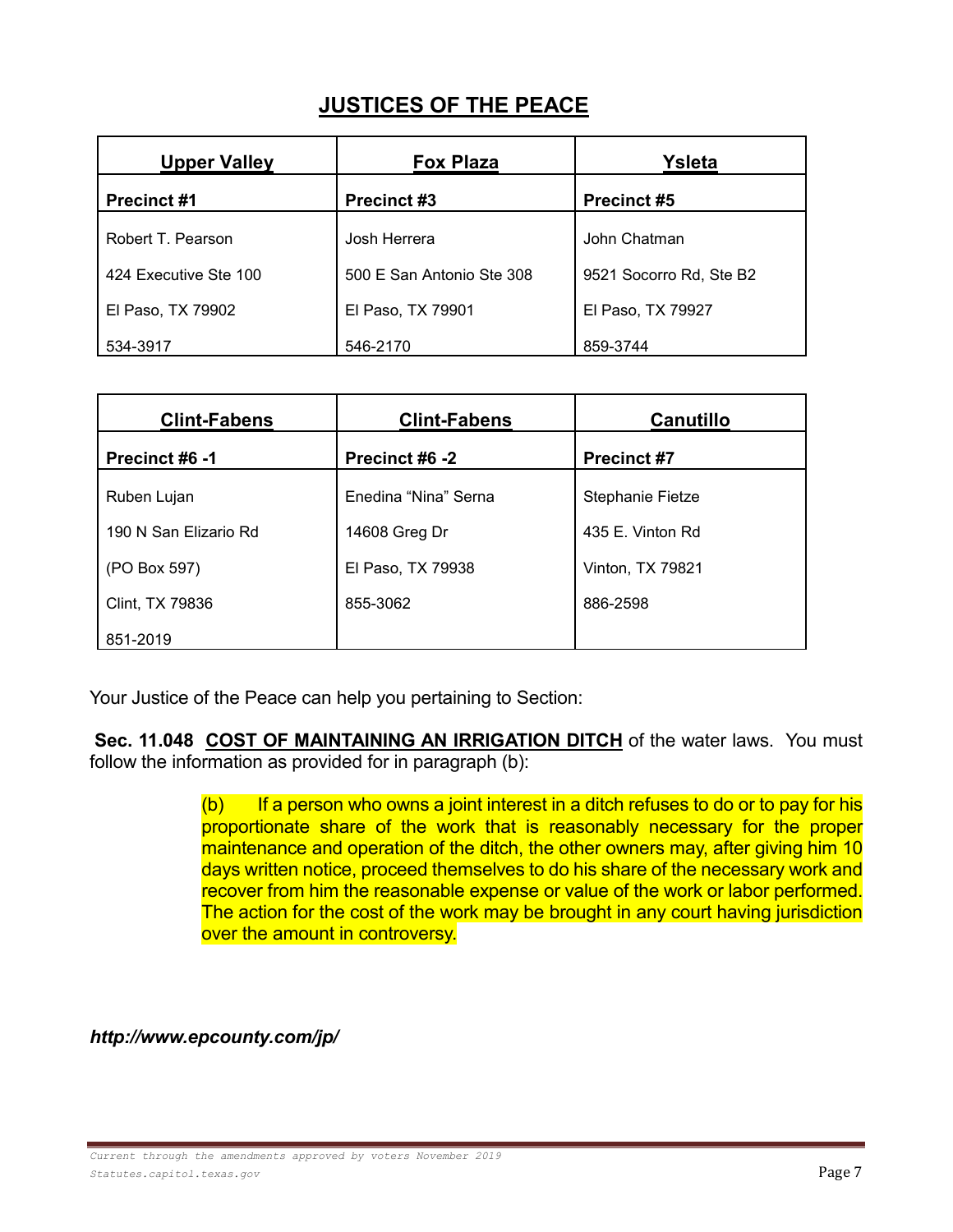# JUSTICES OF THE PEACE

| Upper Valley | Fox Plaza | Ysleta |
|---|---|---|
| **Precinct #1** | **Precinct #3** | **Precinct #5** |
| Robert T. Pearson<br>424 Executive Ste 100<br>El Paso, TX 79902<br>534-3917 | Josh Herrera<br>500 E San Antonio Ste 308<br>El Paso, TX 79901<br>546-2170 | John Chatman<br>9521 Socorro Rd, Ste B2<br>El Paso, TX 79927<br>859-3744 |

| Clint-Fabens | Clint-Fabens | Canutillo |
|---|---|---|
| **Precinct #6 -1** | **Precinct #6 -2** | **Precinct #7** |
| Ruben Lujan<br>190 N San Elizario Rd<br>(PO Box 597)<br>Clint, TX 79836<br>851-2019 | Enedina "Nina" Serna<br>14608 Greg Dr<br>El Paso, TX 79938<br>855-3062 | Stephanie Fietze<br>435 E. Vinton Rd<br>Vinton, TX 79821<br>886-2598 |

Your Justice of the Peace can help you pertaining to Section:

**Sec. 11.048** **COST OF MAINTAINING AN IRRIGATION DITCH** of the water laws. You must follow the information as provided for in paragraph (b):

> (b) If a person who owns a joint interest in a ditch refuses to do or to pay for his proportionate share of the work that is reasonably necessary for the proper maintenance and operation of the ditch, the other owners may, after giving him 10 days written notice, proceed themselves to do his share of the necessary work and recover from him the reasonable expense or value of the work or labor performed. The action for the cost of the work may be brought in any court having jurisdiction over the amount in controversy.

***http://www.epcounty.com/jp/***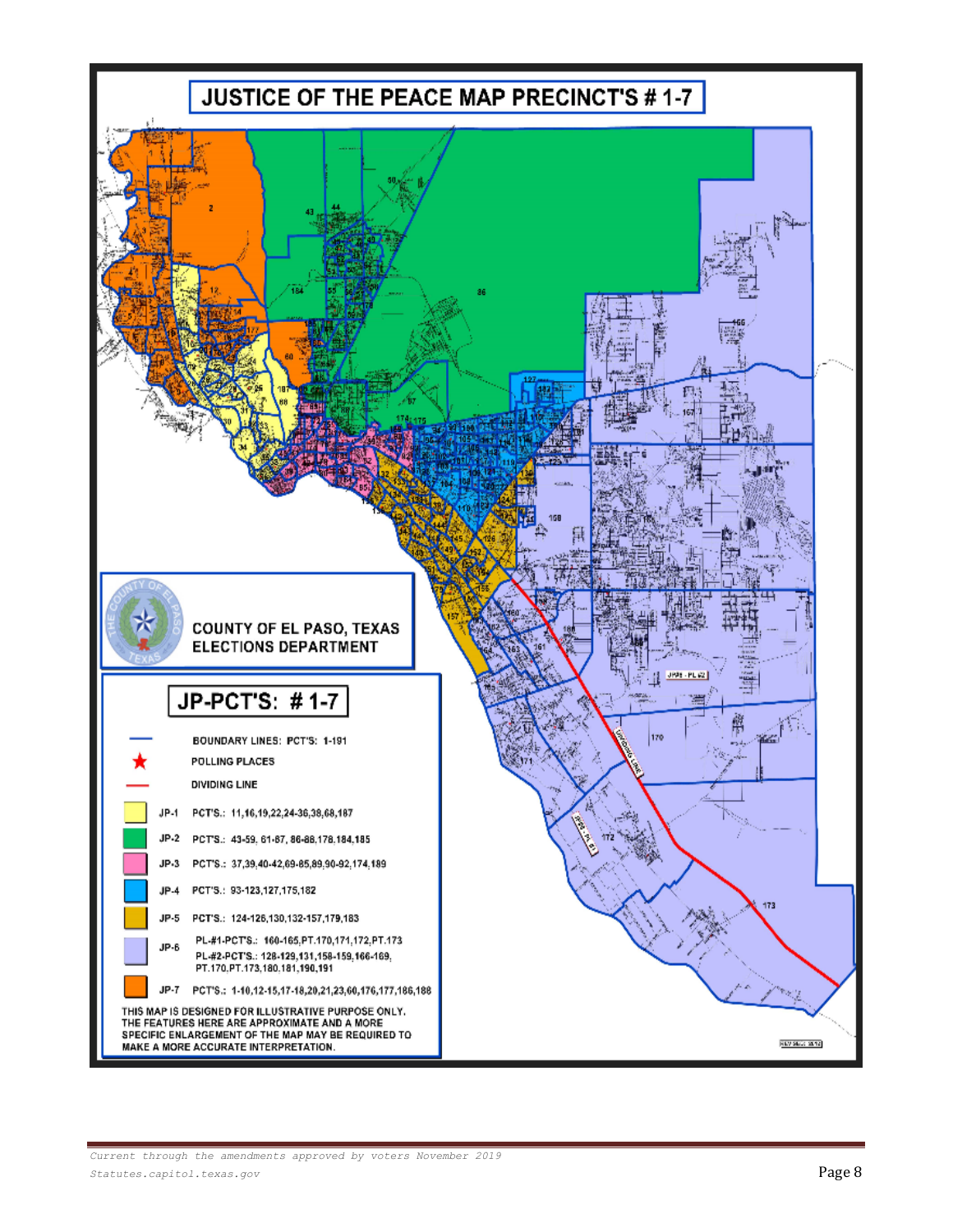# JUSTICE OF THE PEACE MAP PRECINCT'S # 1-7

COUNTY OF EL PASO, TEXAS
ELECTIONS DEPARTMENT

## JP-PCT'S: # 1-7

BOUNDARY LINES: PCT'S: 1-191

POLLING PLACES

DIVIDING LINE

JP-1 PCT'S.: 11,16,19,22,24-36,38,68,187

JP-2 PCT'S.: 43-59, 61-67, 86-88,178,184,185

JP-3 PCT'S.: 37,39,40-42,69-85,89,90-92,174,189

JP-4 PCT'S.: 93-123,127,175,182

JP-5 PCT'S.: 124-126,130,132-157,179,183

JP-6 PL-#1-PCT'S.: 160-165,PT.170,171,172,PT.173
PL-#2-PCT'S.: 128-129,131,158-159,166-169, PT.170,PT.173,180,181,190,191

JP-7 PCT'S.: 1-10,12-15,17-18,20,21,23,60,176,177,186,188

THIS MAP IS DESIGNED FOR ILLUSTRATIVE PURPOSE ONLY. THE FEATURES HERE ARE APPROXIMATE AND A MORE SPECIFIC ENLARGEMENT OF THE MAP MAY BE REQUIRED TO MAKE A MORE ACCURATE INTERPRETATION.